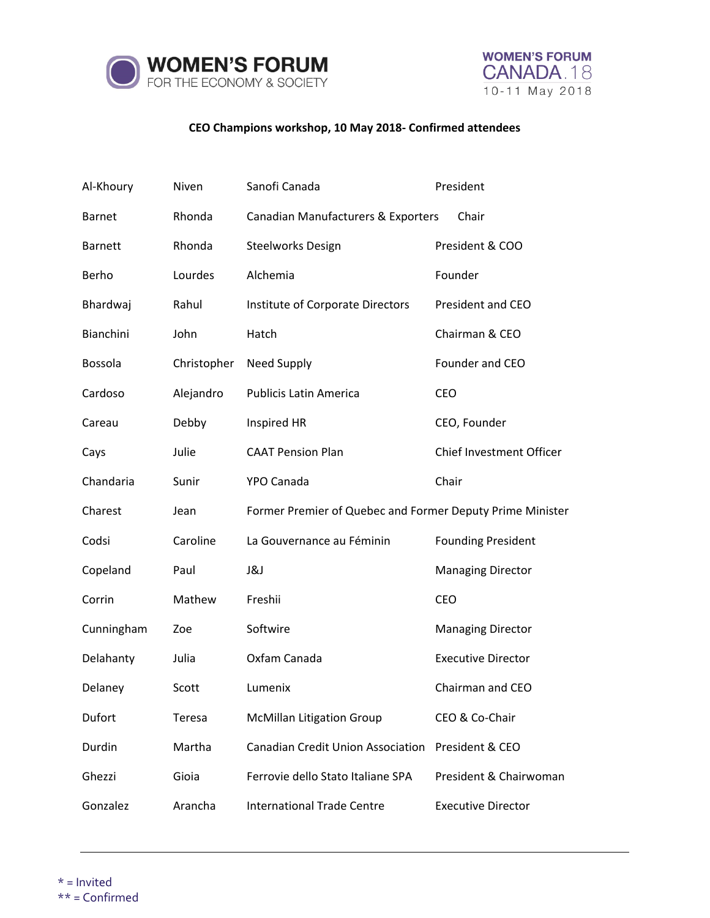WOMEN'S FORUM
FOR THE ECONOMY & SOCIETY

WOMEN'S FORUM
CANADA.18
10-11 May 2018

**CEO Champions workshop, 10 May 2018- Confirmed attendees**

| | | | |
|---|---|---|---|
| Al-Khoury | Niven | Sanofi Canada | President |
| Barnet | Rhonda | Canadian Manufacturers & Exporters | Chair |
| Barnett | Rhonda | Steelworks Design | President & COO |
| Berho | Lourdes | Alchemia | Founder |
| Bhardwaj | Rahul | Institute of Corporate Directors | President and CEO |
| Bianchini | John | Hatch | Chairman & CEO |
| Bossola | Christopher | Need Supply | Founder and CEO |
| Cardoso | Alejandro | Publicis Latin America | CEO |
| Careau | Debby | Inspired HR | CEO, Founder |
| Cays | Julie | CAAT Pension Plan | Chief Investment Officer |
| Chandaria | Sunir | YPO Canada | Chair |
| Charest | Jean | Former Premier of Quebec and Former Deputy Prime Minister | |
| Codsi | Caroline | La Gouvernance au Féminin | Founding President |
| Copeland | Paul | J&J | Managing Director |
| Corrin | Mathew | Freshii | CEO |
| Cunningham | Zoe | Softwire | Managing Director |
| Delahanty | Julia | Oxfam Canada | Executive Director |
| Delaney | Scott | Lumenix | Chairman and CEO |
| Dufort | Teresa | McMillan Litigation Group | CEO & Co-Chair |
| Durdin | Martha | Canadian Credit Union Association | President & CEO |
| Ghezzi | Gioia | Ferrovie dello Stato Italiane SPA | President & Chairwoman |
| Gonzalez | Arancha | International Trade Centre | Executive Director |

* = Invited
** = Confirmed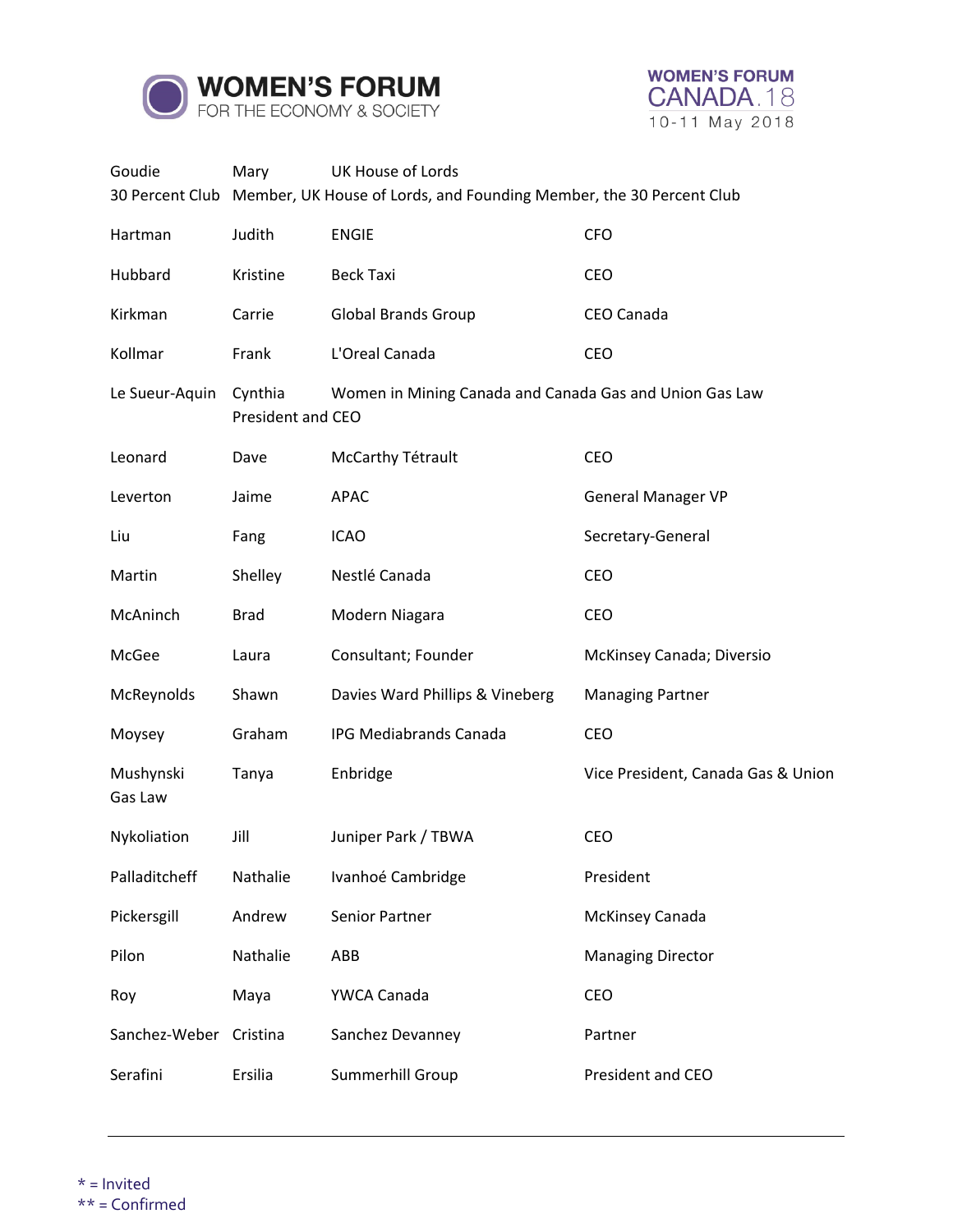| | | | |
|---|---|---|---|
| Goudie | Mary | UK House of Lords | |
| 30 Percent Club | Member, UK House of Lords, and Founding Member, the 30 Percent Club | | |
| Hartman | Judith | ENGIE | CFO |
| Hubbard | Kristine | Beck Taxi | CEO |
| Kirkman | Carrie | Global Brands Group | CEO Canada |
| Kollmar | Frank | L'Oreal Canada | CEO |
| Le Sueur-Aquin | Cynthia | Women in Mining Canada and Canada Gas and Union Gas Law | |
| | President and CEO | | |
| Leonard | Dave | McCarthy Tétrault | CEO |
| Leverton | Jaime | APAC | General Manager VP |
| Liu | Fang | ICAO | Secretary-General |
| Martin | Shelley | Nestlé Canada | CEO |
| McAninch | Brad | Modern Niagara | CEO |
| McGee | Laura | Consultant; Founder | McKinsey Canada; Diversio |
| McReynolds | Shawn | Davies Ward Phillips & Vineberg | Managing Partner |
| Moysey | Graham | IPG Mediabrands Canada | CEO |
| Mushynski Gas Law | Tanya | Enbridge | Vice President, Canada Gas & Union |
| Nykoliation | Jill | Juniper Park / TBWA | CEO |
| Palladitcheff | Nathalie | Ivanhoé Cambridge | President |
| Pickersgill | Andrew | Senior Partner | McKinsey Canada |
| Pilon | Nathalie | ABB | Managing Director |
| Roy | Maya | YWCA Canada | CEO |
| Sanchez-Weber | Cristina | Sanchez Devanney | Partner |
| Serafini | Ersilia | Summerhill Group | President and CEO |

---

* = Invited
** = Confirmed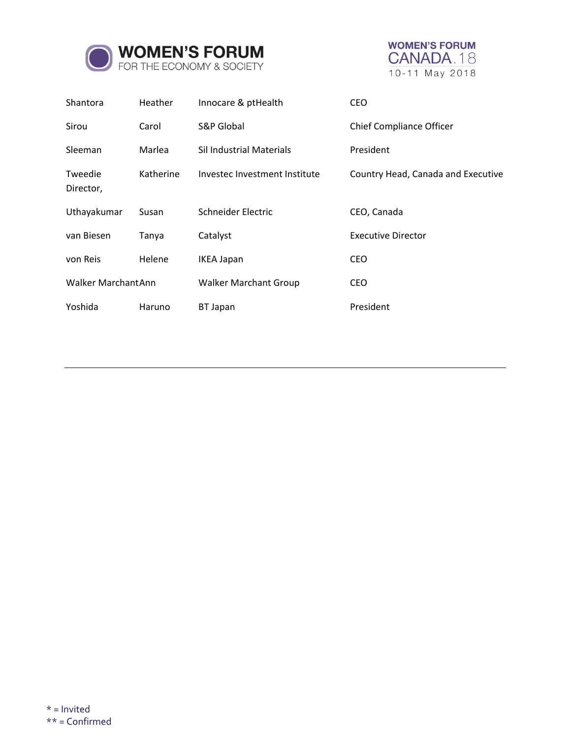| | | | |
|---|---|---|---|
| Shantora | Heather | Innocare & ptHealth | CEO |
| Sirou | Carol | S&P Global | Chief Compliance Officer |
| Sleeman | Marlea | Sil Industrial Materials | President |
| Tweedie | Katherine | Investec Investment Institute | Country Head, Canada and Executive Director, |
| Uthayakumar | Susan | Schneider Electric | CEO, Canada |
| van Biesen | Tanya | Catalyst | Executive Director |
| von Reis | Helene | IKEA Japan | CEO |
| Walker Marchant | Ann | Walker Marchant Group | CEO |
| Yoshida | Haruno | BT Japan | President |

* = Invited
** = Confirmed